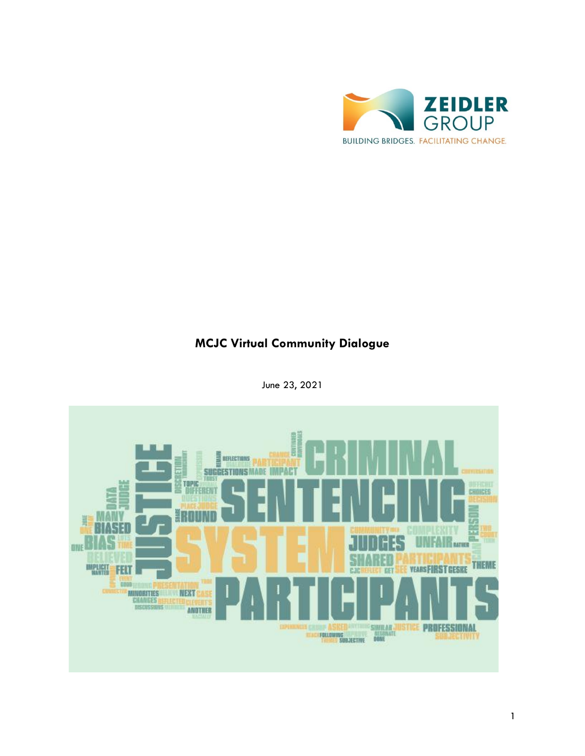ZEIDLER GROUP

BUILDING BRIDGES. FACILITATING CHANGE.

# MCJC Virtual Community Dialogue

June 23, 2021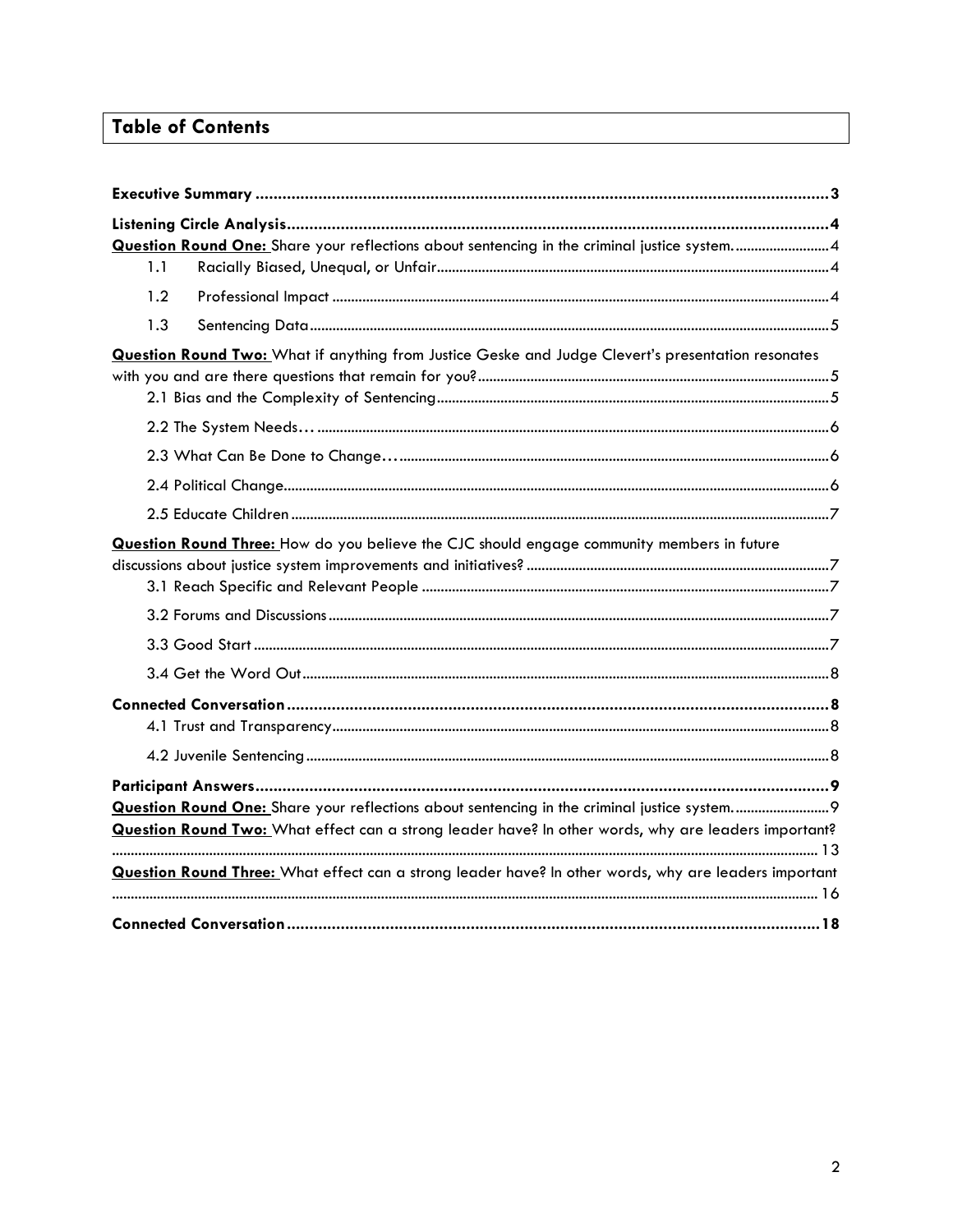## Table of Contents

**Executive Summary** ........................................ **3**

**Listening Circle Analysis** ........................................ **4**

**Question Round One:** Share your reflections about sentencing in the criminal justice system. ........................................ 4

- 1.1 Racially Biased, Unequal, or Unfair ........................................ 4
- 1.2 Professional Impact ........................................ 4
- 1.3 Sentencing Data ........................................ 5

**Question Round Two:** What if anything from Justice Geske and Judge Clevert's presentation resonates with you and are there questions that remain for you? ........................................ 5

- 2.1 Bias and the Complexity of Sentencing ........................................ 5
- 2.2 The System Needs… ........................................ 6
- 2.3 What Can Be Done to Change… ........................................ 6
- 2.4 Political Change ........................................ 6
- 2.5 Educate Children ........................................ 7

**Question Round Three:** How do you believe the CJC should engage community members in future discussions about justice system improvements and initiatives? ........................................ 7

- 3.1 Reach Specific and Relevant People ........................................ 7
- 3.2 Forums and Discussions ........................................ 7
- 3.3 Good Start ........................................ 7
- 3.4 Get the Word Out ........................................ 8

**Connected Conversation** ........................................ **8**

- 4.1 Trust and Transparency ........................................ 8
- 4.2 Juvenile Sentencing ........................................ 8

**Participant Answers** ........................................ **9**

**Question Round One:** Share your reflections about sentencing in the criminal justice system. ........................................ 9

**Question Round Two:** What effect can a strong leader have? In other words, why are leaders important? ........................................ 13

**Question Round Three:** What effect can a strong leader have? In other words, why are leaders important ........................................ 16

**Connected Conversation** ........................................ **18**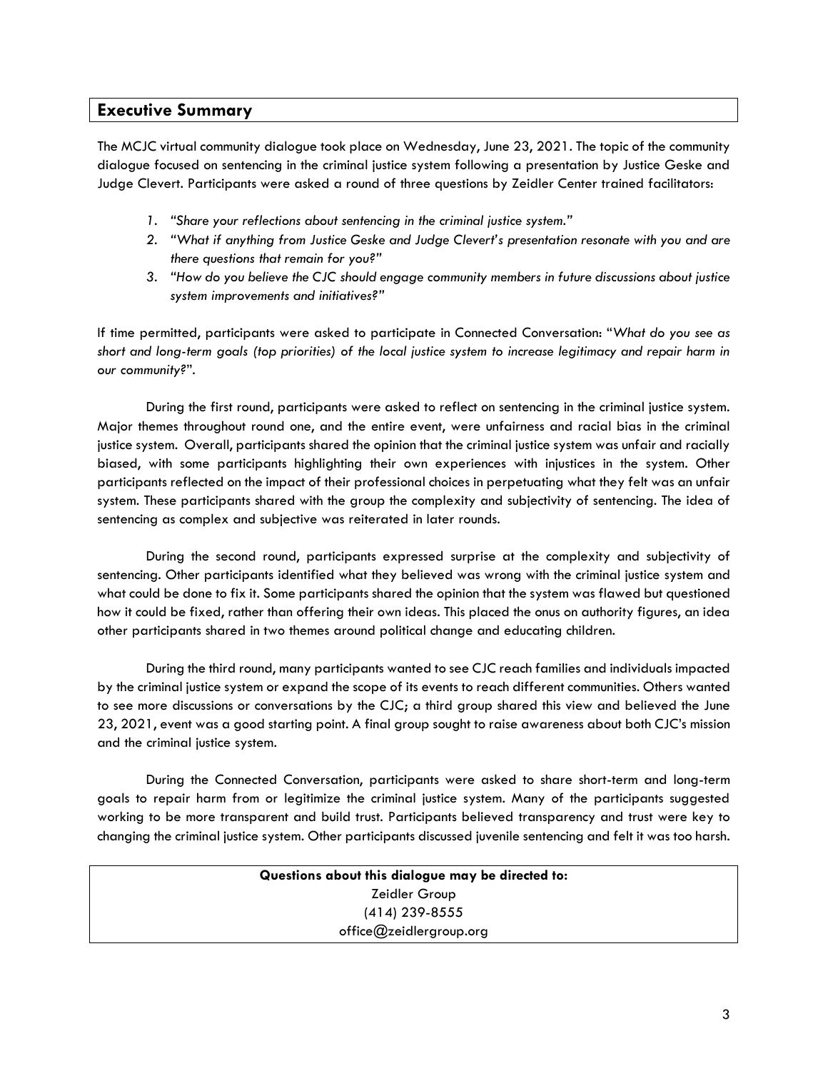## Executive Summary

The MCJC virtual community dialogue took place on Wednesday, June 23, 2021. The topic of the community dialogue focused on sentencing in the criminal justice system following a presentation by Justice Geske and Judge Clevert. Participants were asked a round of three questions by Zeidler Center trained facilitators:

1. *"Share your reflections about sentencing in the criminal justice system."*
2. *"What if anything from Justice Geske and Judge Clevert's presentation resonate with you and are there questions that remain for you?"*
3. *"How do you believe the CJC should engage community members in future discussions about justice system improvements and initiatives?"*

If time permitted, participants were asked to participate in Connected Conversation: "*What do you see as short and long-term goals (top priorities) of the local justice system to increase legitimacy and repair harm in our community?*".

During the first round, participants were asked to reflect on sentencing in the criminal justice system. Major themes throughout round one, and the entire event, were unfairness and racial bias in the criminal justice system. Overall, participants shared the opinion that the criminal justice system was unfair and racially biased, with some participants highlighting their own experiences with injustices in the system. Other participants reflected on the impact of their professional choices in perpetuating what they felt was an unfair system. These participants shared with the group the complexity and subjectivity of sentencing. The idea of sentencing as complex and subjective was reiterated in later rounds.

During the second round, participants expressed surprise at the complexity and subjectivity of sentencing. Other participants identified what they believed was wrong with the criminal justice system and what could be done to fix it. Some participants shared the opinion that the system was flawed but questioned how it could be fixed, rather than offering their own ideas. This placed the onus on authority figures, an idea other participants shared in two themes around political change and educating children.

During the third round, many participants wanted to see CJC reach families and individuals impacted by the criminal justice system or expand the scope of its events to reach different communities. Others wanted to see more discussions or conversations by the CJC; a third group shared this view and believed the June 23, 2021, event was a good starting point. A final group sought to raise awareness about both CJC's mission and the criminal justice system.

During the Connected Conversation, participants were asked to share short-term and long-term goals to repair harm from or legitimize the criminal justice system. Many of the participants suggested working to be more transparent and build trust. Participants believed transparency and trust were key to changing the criminal justice system. Other participants discussed juvenile sentencing and felt it was too harsh.

**Questions about this dialogue may be directed to:**
Zeidler Group
(414) 239-8555
office@zeidlergroup.org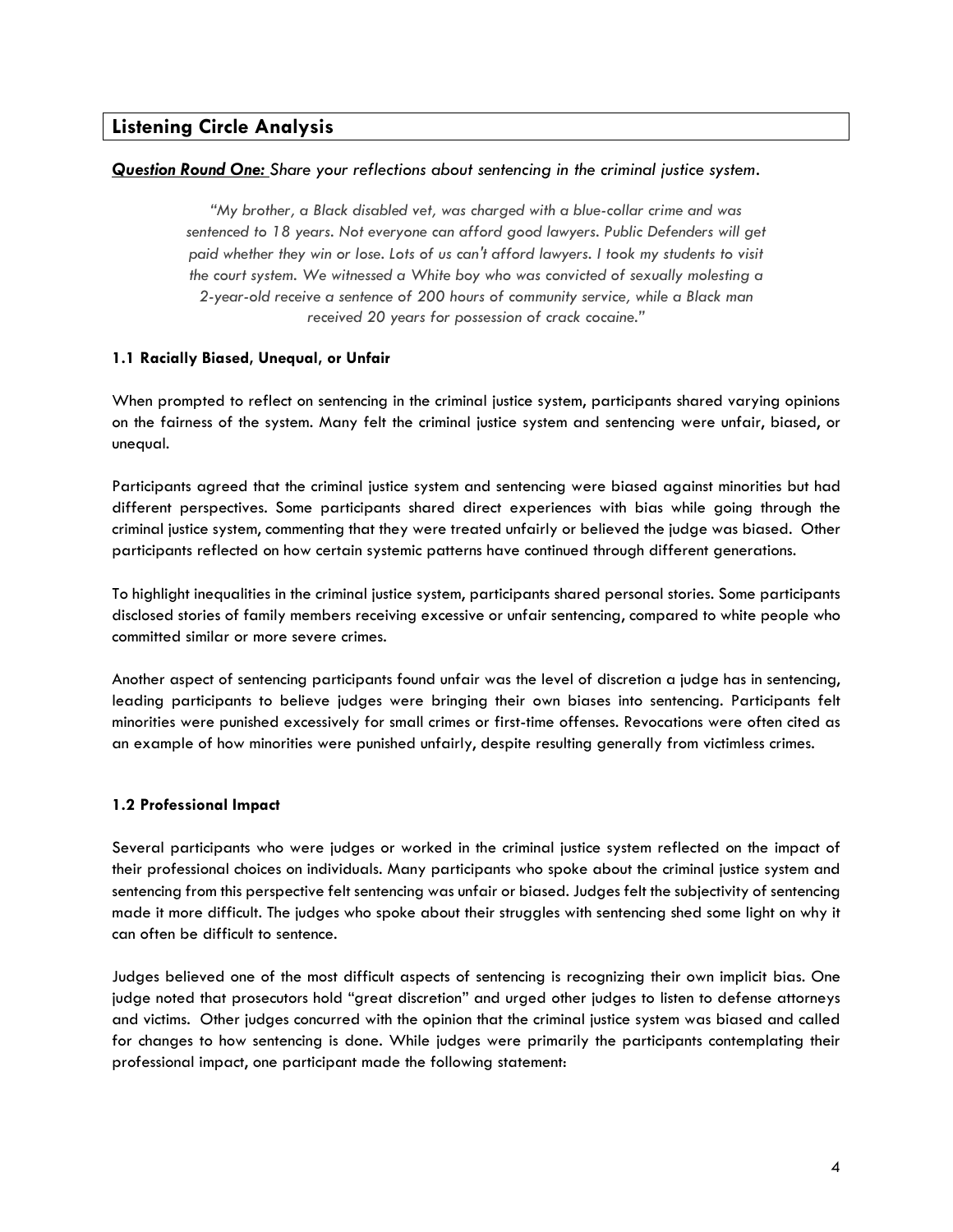## Listening Circle Analysis

***Question Round One:*** *Share your reflections about sentencing in the criminal justice system.*

> *"My brother, a Black disabled vet, was charged with a blue-collar crime and was sentenced to 18 years. Not everyone can afford good lawyers. Public Defenders will get paid whether they win or lose. Lots of us can't afford lawyers. I took my students to visit the court system. We witnessed a White boy who was convicted of sexually molesting a 2-year-old receive a sentence of 200 hours of community service, while a Black man received 20 years for possession of crack cocaine."*

### 1.1 Racially Biased, Unequal, or Unfair

When prompted to reflect on sentencing in the criminal justice system, participants shared varying opinions on the fairness of the system. Many felt the criminal justice system and sentencing were unfair, biased, or unequal.

Participants agreed that the criminal justice system and sentencing were biased against minorities but had different perspectives. Some participants shared direct experiences with bias while going through the criminal justice system, commenting that they were treated unfairly or believed the judge was biased. Other participants reflected on how certain systemic patterns have continued through different generations.

To highlight inequalities in the criminal justice system, participants shared personal stories. Some participants disclosed stories of family members receiving excessive or unfair sentencing, compared to white people who committed similar or more severe crimes.

Another aspect of sentencing participants found unfair was the level of discretion a judge has in sentencing, leading participants to believe judges were bringing their own biases into sentencing. Participants felt minorities were punished excessively for small crimes or first-time offenses. Revocations were often cited as an example of how minorities were punished unfairly, despite resulting generally from victimless crimes.

### 1.2 Professional Impact

Several participants who were judges or worked in the criminal justice system reflected on the impact of their professional choices on individuals. Many participants who spoke about the criminal justice system and sentencing from this perspective felt sentencing was unfair or biased. Judges felt the subjectivity of sentencing made it more difficult. The judges who spoke about their struggles with sentencing shed some light on why it can often be difficult to sentence.

Judges believed one of the most difficult aspects of sentencing is recognizing their own implicit bias. One judge noted that prosecutors hold "great discretion" and urged other judges to listen to defense attorneys and victims. Other judges concurred with the opinion that the criminal justice system was biased and called for changes to how sentencing is done. While judges were primarily the participants contemplating their professional impact, one participant made the following statement: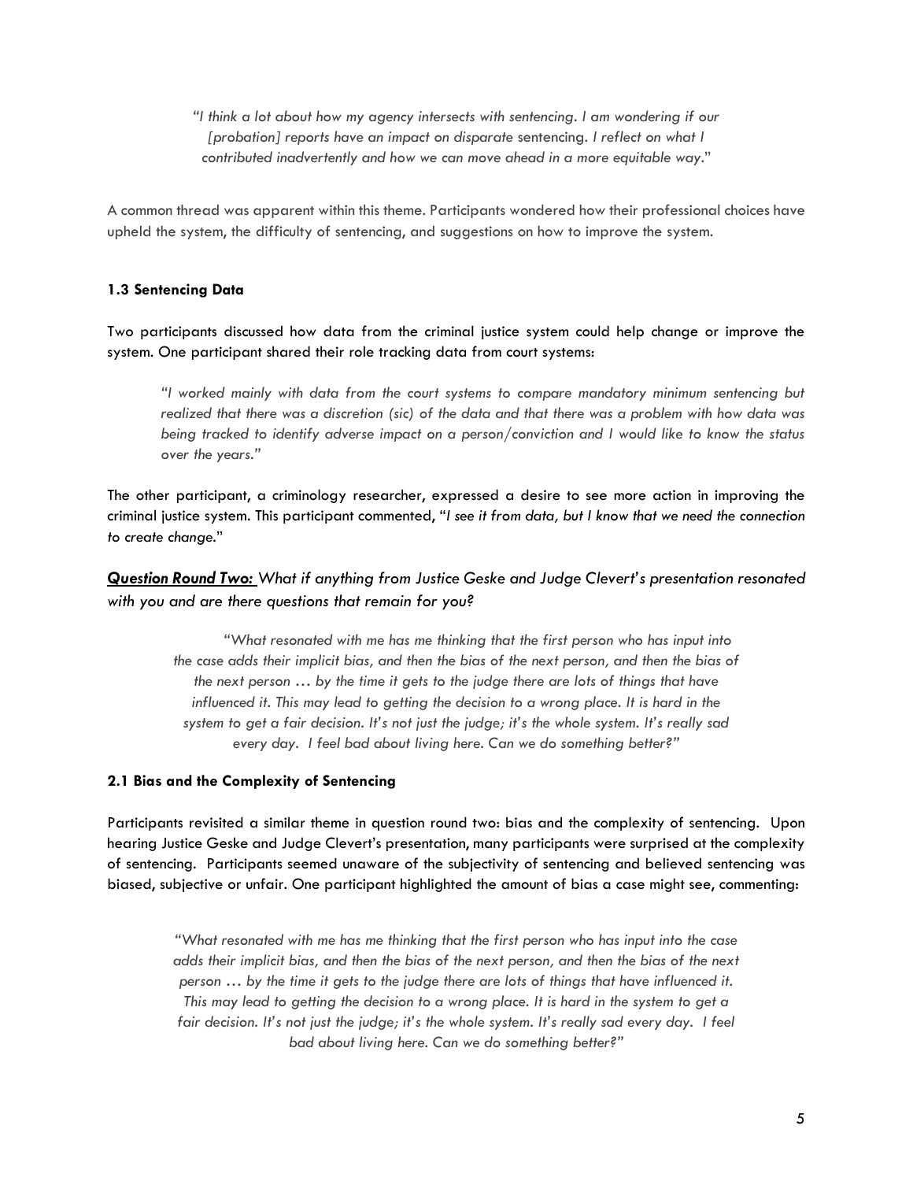> *"I think a lot about how my agency intersects with sentencing. I am wondering if our [probation] reports have an impact on disparate* sentencing. *I reflect on what I contributed inadvertently and how we can move ahead in a more equitable way.*"

A common thread was apparent within this theme. Participants wondered how their professional choices have upheld the system, the difficulty of sentencing, and suggestions on how to improve the system.

**1.3 Sentencing Data**

Two participants discussed how data from the criminal justice system could help change or improve the system. One participant shared their role tracking data from court systems:

> *"I worked mainly with data from the court systems to compare mandatory minimum sentencing but realized that there was a discretion (sic) of the data and that there was a problem with how data was being tracked to identify adverse impact on a person/conviction and I would like to know the status over the years."*

The other participant, a criminology researcher, expressed a desire to see more action in improving the criminal justice system. This participant commented, "*I see it from data, but I know that we need the connection to create change.*"

***<u>Question Round Two:</u>*** *What if anything from Justice Geske and Judge Clevert's presentation resonated with you and are there questions that remain for you?*

> *"What resonated with me has me thinking that the first person who has input into the case adds their implicit bias, and then the bias of the next person, and then the bias of the next person … by the time it gets to the judge there are lots of things that have influenced it. This may lead to getting the decision to a wrong place. It is hard in the system to get a fair decision. It's not just the judge; it's the whole system. It's really sad every day. I feel bad about living here. Can we do something better?"*

**2.1 Bias and the Complexity of Sentencing**

Participants revisited a similar theme in question round two: bias and the complexity of sentencing. Upon hearing Justice Geske and Judge Clevert's presentation, many participants were surprised at the complexity of sentencing. Participants seemed unaware of the subjectivity of sentencing and believed sentencing was biased, subjective or unfair. One participant highlighted the amount of bias a case might see, commenting:

> *"What resonated with me has me thinking that the first person who has input into the case adds their implicit bias, and then the bias of the next person, and then the bias of the next person … by the time it gets to the judge there are lots of things that have influenced it. This may lead to getting the decision to a wrong place. It is hard in the system to get a fair decision. It's not just the judge; it's the whole system. It's really sad every day. I feel bad about living here. Can we do something better?"*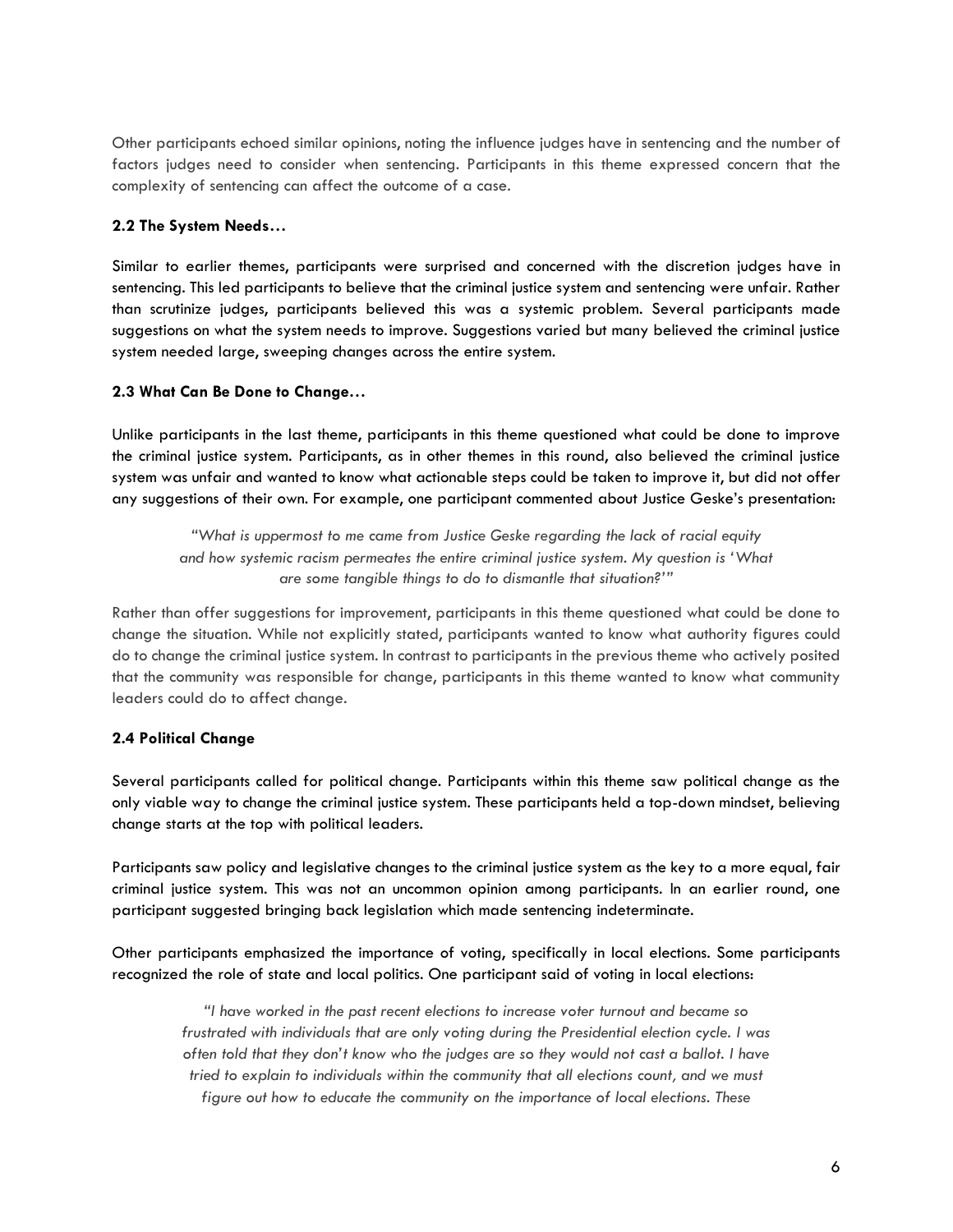Other participants echoed similar opinions, noting the influence judges have in sentencing and the number of factors judges need to consider when sentencing. Participants in this theme expressed concern that the complexity of sentencing can affect the outcome of a case.

### 2.2 The System Needs…

Similar to earlier themes, participants were surprised and concerned with the discretion judges have in sentencing. This led participants to believe that the criminal justice system and sentencing were unfair. Rather than scrutinize judges, participants believed this was a systemic problem. Several participants made suggestions on what the system needs to improve. Suggestions varied but many believed the criminal justice system needed large, sweeping changes across the entire system.

### 2.3 What Can Be Done to Change…

Unlike participants in the last theme, participants in this theme questioned what could be done to improve the criminal justice system. Participants, as in other themes in this round, also believed the criminal justice system was unfair and wanted to know what actionable steps could be taken to improve it, but did not offer any suggestions of their own. For example, one participant commented about Justice Geske's presentation:

> *"What is uppermost to me came from Justice Geske regarding the lack of racial equity and how systemic racism permeates the entire criminal justice system. My question is 'What are some tangible things to do to dismantle that situation?'"*

Rather than offer suggestions for improvement, participants in this theme questioned what could be done to change the situation. While not explicitly stated, participants wanted to know what authority figures could do to change the criminal justice system. In contrast to participants in the previous theme who actively posited that the community was responsible for change, participants in this theme wanted to know what community leaders could do to affect change.

### 2.4 Political Change

Several participants called for political change. Participants within this theme saw political change as the only viable way to change the criminal justice system. These participants held a top-down mindset, believing change starts at the top with political leaders.

Participants saw policy and legislative changes to the criminal justice system as the key to a more equal, fair criminal justice system. This was not an uncommon opinion among participants. In an earlier round, one participant suggested bringing back legislation which made sentencing indeterminate.

Other participants emphasized the importance of voting, specifically in local elections. Some participants recognized the role of state and local politics. One participant said of voting in local elections:

> *"I have worked in the past recent elections to increase voter turnout and became so frustrated with individuals that are only voting during the Presidential election cycle. I was often told that they don't know who the judges are so they would not cast a ballot. I have tried to explain to individuals within the community that all elections count, and we must figure out how to educate the community on the importance of local elections. These*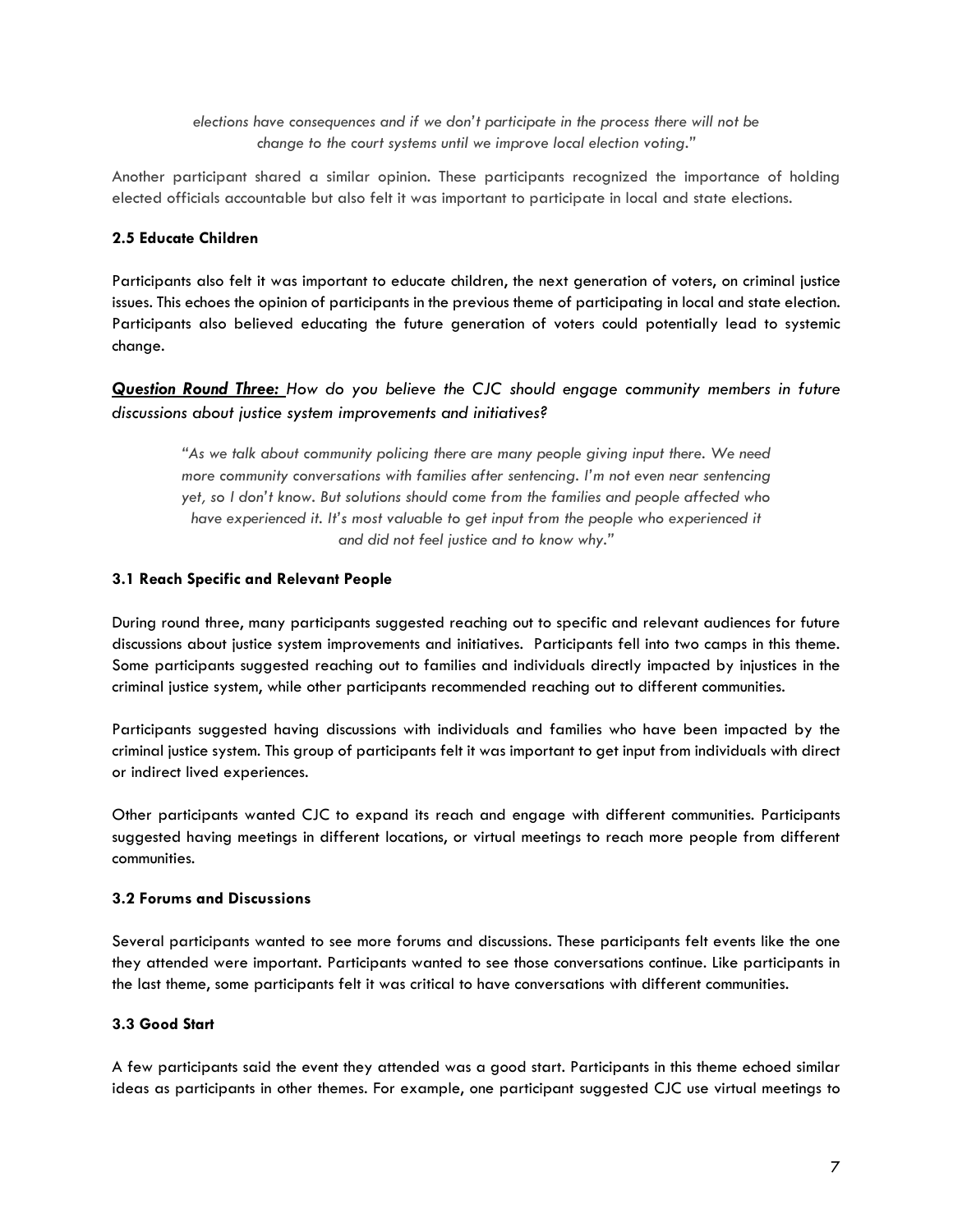*elections have consequences and if we don't participate in the process there will not be change to the court systems until we improve local election voting."*

Another participant shared a similar opinion. These participants recognized the importance of holding elected officials accountable but also felt it was important to participate in local and state elections.

### 2.5 Educate Children

Participants also felt it was important to educate children, the next generation of voters, on criminal justice issues. This echoes the opinion of participants in the previous theme of participating in local and state election. Participants also believed educating the future generation of voters could potentially lead to systemic change.

## ***Question Round Three:*** *How do you believe the CJC should engage community members in future discussions about justice system improvements and initiatives?*

> *"As we talk about community policing there are many people giving input there. We need more community conversations with families after sentencing. I'm not even near sentencing yet, so I don't know. But solutions should come from the families and people affected who have experienced it. It's most valuable to get input from the people who experienced it and did not feel justice and to know why."*

### 3.1 Reach Specific and Relevant People

During round three, many participants suggested reaching out to specific and relevant audiences for future discussions about justice system improvements and initiatives. Participants fell into two camps in this theme. Some participants suggested reaching out to families and individuals directly impacted by injustices in the criminal justice system, while other participants recommended reaching out to different communities.

Participants suggested having discussions with individuals and families who have been impacted by the criminal justice system. This group of participants felt it was important to get input from individuals with direct or indirect lived experiences.

Other participants wanted CJC to expand its reach and engage with different communities. Participants suggested having meetings in different locations, or virtual meetings to reach more people from different communities.

### 3.2 Forums and Discussions

Several participants wanted to see more forums and discussions. These participants felt events like the one they attended were important. Participants wanted to see those conversations continue. Like participants in the last theme, some participants felt it was critical to have conversations with different communities.

### 3.3 Good Start

A few participants said the event they attended was a good start. Participants in this theme echoed similar ideas as participants in other themes. For example, one participant suggested CJC use virtual meetings to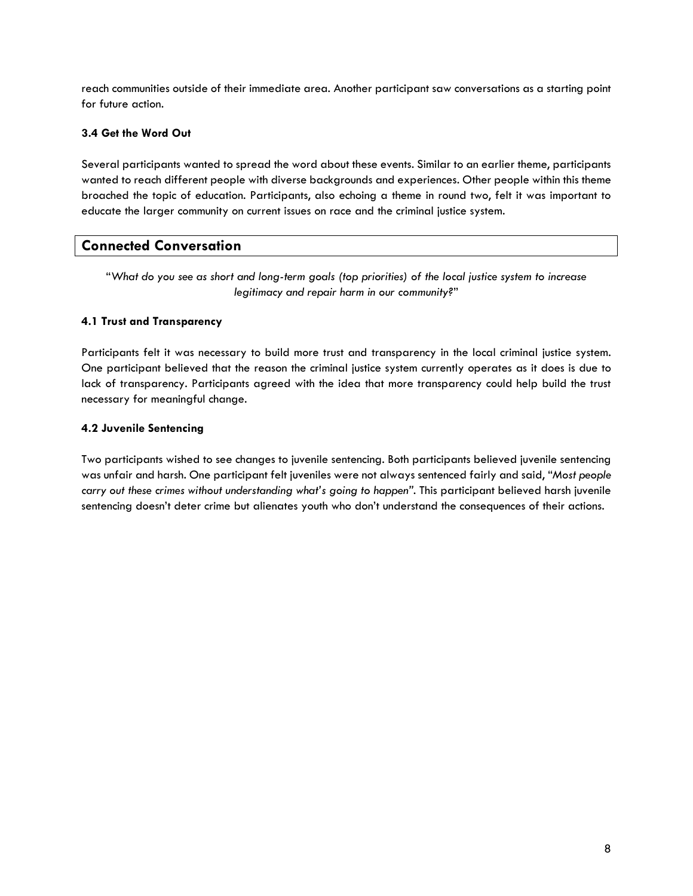reach communities outside of their immediate area. Another participant saw conversations as a starting point for future action.

### 3.4 Get the Word Out

Several participants wanted to spread the word about these events. Similar to an earlier theme, participants wanted to reach different people with diverse backgrounds and experiences. Other people within this theme broached the topic of education. Participants, also echoing a theme in round two, felt it was important to educate the larger community on current issues on race and the criminal justice system.

## Connected Conversation

"*What do you see as short and long-term goals (top priorities) of the local justice system to increase legitimacy and repair harm in our community?*"

### 4.1 Trust and Transparency

Participants felt it was necessary to build more trust and transparency in the local criminal justice system. One participant believed that the reason the criminal justice system currently operates as it does is due to lack of transparency. Participants agreed with the idea that more transparency could help build the trust necessary for meaningful change.

### 4.2 Juvenile Sentencing

Two participants wished to see changes to juvenile sentencing. Both participants believed juvenile sentencing was unfair and harsh. One participant felt juveniles were not always sentenced fairly and said, "*Most people carry out these crimes without understanding what's going to happen*". This participant believed harsh juvenile sentencing doesn't deter crime but alienates youth who don't understand the consequences of their actions.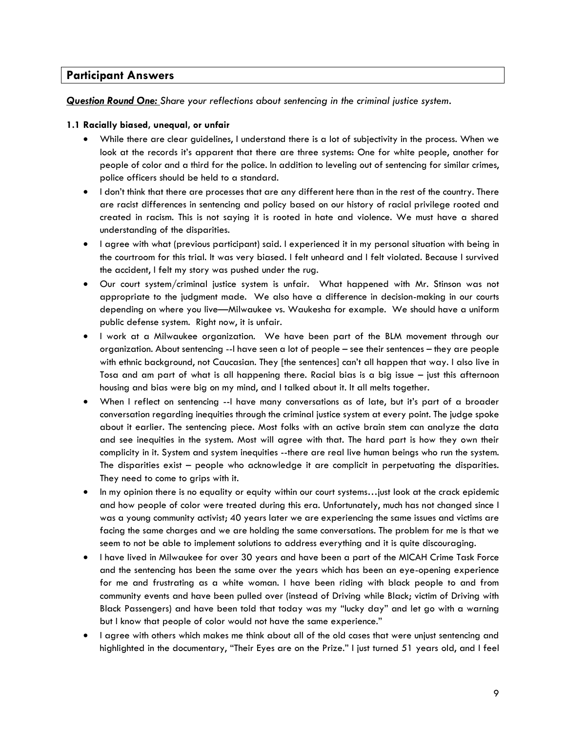## Participant Answers

***Question Round One:*** *Share your reflections about sentencing in the criminal justice system.*

### 1.1 Racially biased, unequal, or unfair

- While there are clear guidelines, I understand there is a lot of subjectivity in the process. When we look at the records it's apparent that there are three systems: One for white people, another for people of color and a third for the police. In addition to leveling out of sentencing for similar crimes, police officers should be held to a standard.
- I don't think that there are processes that are any different here than in the rest of the country. There are racist differences in sentencing and policy based on our history of racial privilege rooted and created in racism. This is not saying it is rooted in hate and violence. We must have a shared understanding of the disparities.
- I agree with what (previous participant) said. I experienced it in my personal situation with being in the courtroom for this trial. It was very biased. I felt unheard and I felt violated. Because I survived the accident, I felt my story was pushed under the rug.
- Our court system/criminal justice system is unfair. What happened with Mr. Stinson was not appropriate to the judgment made. We also have a difference in decision-making in our courts depending on where you live—Milwaukee vs. Waukesha for example. We should have a uniform public defense system. Right now, it is unfair.
- I work at a Milwaukee organization. We have been part of the BLM movement through our organization. About sentencing --I have seen a lot of people – see their sentences – they are people with ethnic background, not Caucasian. They [the sentences] can't all happen that way. I also live in Tosa and am part of what is all happening there. Racial bias is a big issue – just this afternoon housing and bias were big on my mind, and I talked about it. It all melts together.
- When I reflect on sentencing --I have many conversations as of late, but it's part of a broader conversation regarding inequities through the criminal justice system at every point. The judge spoke about it earlier. The sentencing piece. Most folks with an active brain stem can analyze the data and see inequities in the system. Most will agree with that. The hard part is how they own their complicity in it. System and system inequities --there are real live human beings who run the system. The disparities exist – people who acknowledge it are complicit in perpetuating the disparities. They need to come to grips with it.
- In my opinion there is no equality or equity within our court systems…just look at the crack epidemic and how people of color were treated during this era. Unfortunately, much has not changed since I was a young community activist; 40 years later we are experiencing the same issues and victims are facing the same charges and we are holding the same conversations. The problem for me is that we seem to not be able to implement solutions to address everything and it is quite discouraging.
- I have lived in Milwaukee for over 30 years and have been a part of the MICAH Crime Task Force and the sentencing has been the same over the years which has been an eye-opening experience for me and frustrating as a white woman. I have been riding with black people to and from community events and have been pulled over (instead of Driving while Black; victim of Driving with Black Passengers) and have been told that today was my "lucky day" and let go with a warning but I know that people of color would not have the same experience."
- I agree with others which makes me think about all of the old cases that were unjust sentencing and highlighted in the documentary, "Their Eyes are on the Prize." I just turned 51 years old, and I feel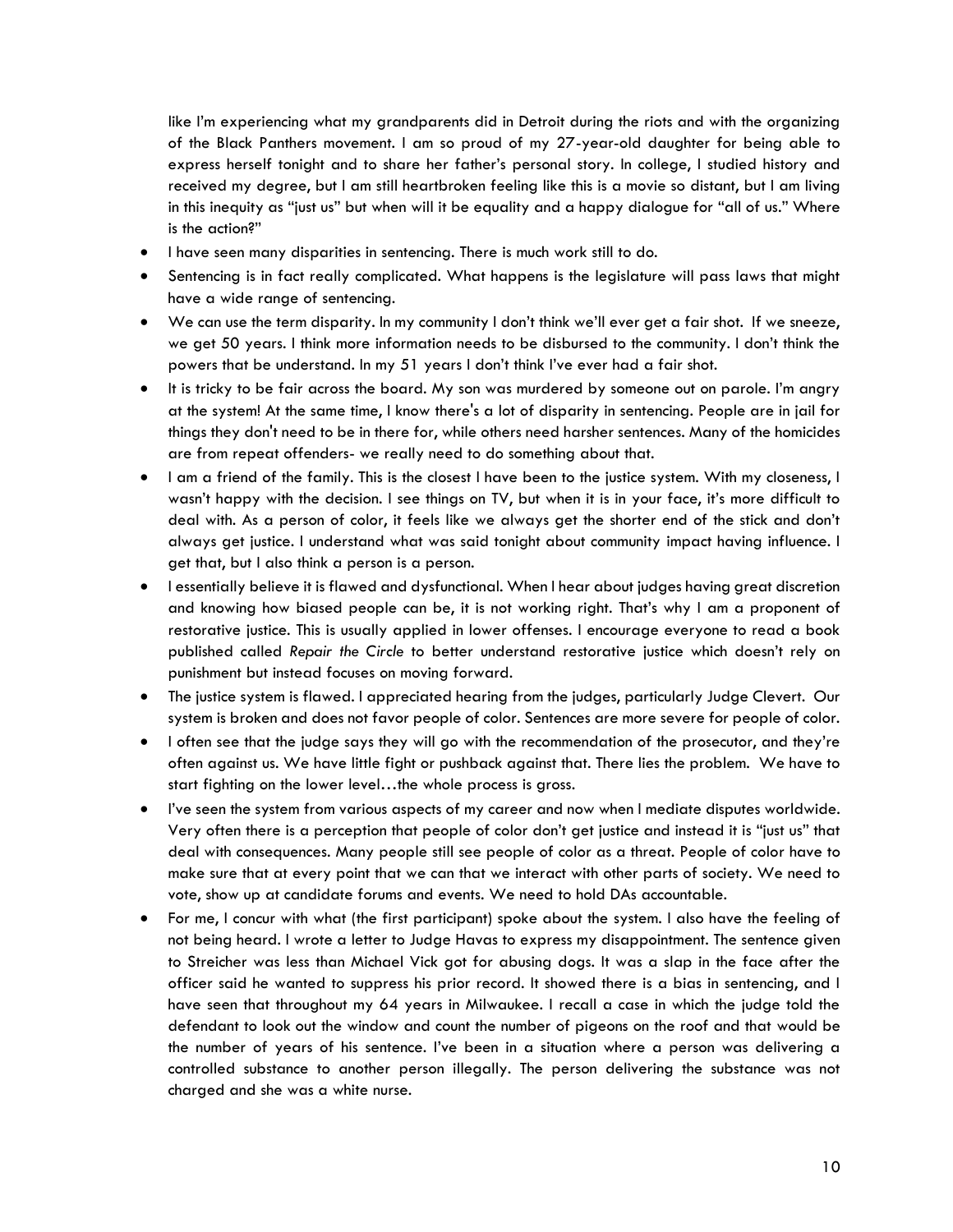like I'm experiencing what my grandparents did in Detroit during the riots and with the organizing of the Black Panthers movement. I am so proud of my 27-year-old daughter for being able to express herself tonight and to share her father's personal story. In college, I studied history and received my degree, but I am still heartbroken feeling like this is a movie so distant, but I am living in this inequity as "just us" but when will it be equality and a happy dialogue for "all of us." Where is the action?"

- I have seen many disparities in sentencing. There is much work still to do.
- Sentencing is in fact really complicated. What happens is the legislature will pass laws that might have a wide range of sentencing.
- We can use the term disparity. In my community I don't think we'll ever get a fair shot. If we sneeze, we get 50 years. I think more information needs to be disbursed to the community. I don't think the powers that be understand. In my 51 years I don't think I've ever had a fair shot.
- It is tricky to be fair across the board. My son was murdered by someone out on parole. I'm angry at the system! At the same time, I know there's a lot of disparity in sentencing. People are in jail for things they don't need to be in there for, while others need harsher sentences. Many of the homicides are from repeat offenders- we really need to do something about that.
- I am a friend of the family. This is the closest I have been to the justice system. With my closeness, I wasn't happy with the decision. I see things on TV, but when it is in your face, it's more difficult to deal with. As a person of color, it feels like we always get the shorter end of the stick and don't always get justice. I understand what was said tonight about community impact having influence. I get that, but I also think a person is a person.
- I essentially believe it is flawed and dysfunctional. When I hear about judges having great discretion and knowing how biased people can be, it is not working right. That's why I am a proponent of restorative justice. This is usually applied in lower offenses. I encourage everyone to read a book published called *Repair the Circle* to better understand restorative justice which doesn't rely on punishment but instead focuses on moving forward.
- The justice system is flawed. I appreciated hearing from the judges, particularly Judge Clevert. Our system is broken and does not favor people of color. Sentences are more severe for people of color.
- I often see that the judge says they will go with the recommendation of the prosecutor, and they're often against us. We have little fight or pushback against that. There lies the problem. We have to start fighting on the lower level…the whole process is gross.
- I've seen the system from various aspects of my career and now when I mediate disputes worldwide. Very often there is a perception that people of color don't get justice and instead it is "just us" that deal with consequences. Many people still see people of color as a threat. People of color have to make sure that at every point that we can that we interact with other parts of society. We need to vote, show up at candidate forums and events. We need to hold DAs accountable.
- For me, I concur with what (the first participant) spoke about the system. I also have the feeling of not being heard. I wrote a letter to Judge Havas to express my disappointment. The sentence given to Streicher was less than Michael Vick got for abusing dogs. It was a slap in the face after the officer said he wanted to suppress his prior record. It showed there is a bias in sentencing, and I have seen that throughout my 64 years in Milwaukee. I recall a case in which the judge told the defendant to look out the window and count the number of pigeons on the roof and that would be the number of years of his sentence. I've been in a situation where a person was delivering a controlled substance to another person illegally. The person delivering the substance was not charged and she was a white nurse.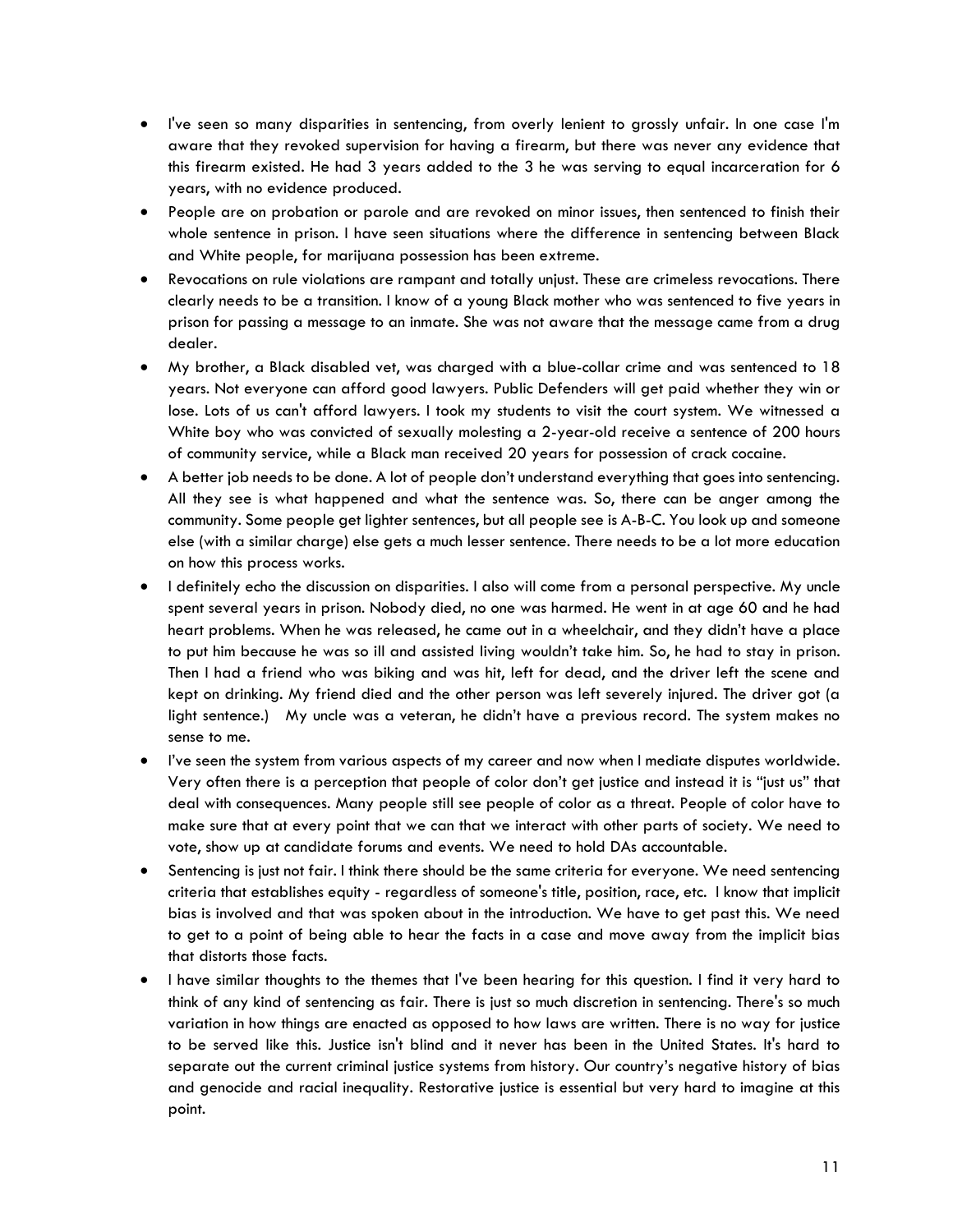- I've seen so many disparities in sentencing, from overly lenient to grossly unfair. In one case I'm aware that they revoked supervision for having a firearm, but there was never any evidence that this firearm existed. He had 3 years added to the 3 he was serving to equal incarceration for 6 years, with no evidence produced.
- People are on probation or parole and are revoked on minor issues, then sentenced to finish their whole sentence in prison. I have seen situations where the difference in sentencing between Black and White people, for marijuana possession has been extreme.
- Revocations on rule violations are rampant and totally unjust. These are crimeless revocations. There clearly needs to be a transition. I know of a young Black mother who was sentenced to five years in prison for passing a message to an inmate. She was not aware that the message came from a drug dealer.
- My brother, a Black disabled vet, was charged with a blue-collar crime and was sentenced to 18 years. Not everyone can afford good lawyers. Public Defenders will get paid whether they win or lose. Lots of us can't afford lawyers. I took my students to visit the court system. We witnessed a White boy who was convicted of sexually molesting a 2-year-old receive a sentence of 200 hours of community service, while a Black man received 20 years for possession of crack cocaine.
- A better job needs to be done. A lot of people don't understand everything that goes into sentencing. All they see is what happened and what the sentence was. So, there can be anger among the community. Some people get lighter sentences, but all people see is A-B-C. You look up and someone else (with a similar charge) else gets a much lesser sentence. There needs to be a lot more education on how this process works.
- I definitely echo the discussion on disparities. I also will come from a personal perspective. My uncle spent several years in prison. Nobody died, no one was harmed. He went in at age 60 and he had heart problems. When he was released, he came out in a wheelchair, and they didn't have a place to put him because he was so ill and assisted living wouldn't take him. So, he had to stay in prison. Then I had a friend who was biking and was hit, left for dead, and the driver left the scene and kept on drinking. My friend died and the other person was left severely injured. The driver got (a light sentence.) My uncle was a veteran, he didn't have a previous record. The system makes no sense to me.
- I've seen the system from various aspects of my career and now when I mediate disputes worldwide. Very often there is a perception that people of color don't get justice and instead it is "just us" that deal with consequences. Many people still see people of color as a threat. People of color have to make sure that at every point that we can that we interact with other parts of society. We need to vote, show up at candidate forums and events. We need to hold DAs accountable.
- Sentencing is just not fair. I think there should be the same criteria for everyone. We need sentencing criteria that establishes equity - regardless of someone's title, position, race, etc. I know that implicit bias is involved and that was spoken about in the introduction. We have to get past this. We need to get to a point of being able to hear the facts in a case and move away from the implicit bias that distorts those facts.
- I have similar thoughts to the themes that I've been hearing for this question. I find it very hard to think of any kind of sentencing as fair. There is just so much discretion in sentencing. There's so much variation in how things are enacted as opposed to how laws are written. There is no way for justice to be served like this. Justice isn't blind and it never has been in the United States. It's hard to separate out the current criminal justice systems from history. Our country's negative history of bias and genocide and racial inequality. Restorative justice is essential but very hard to imagine at this point.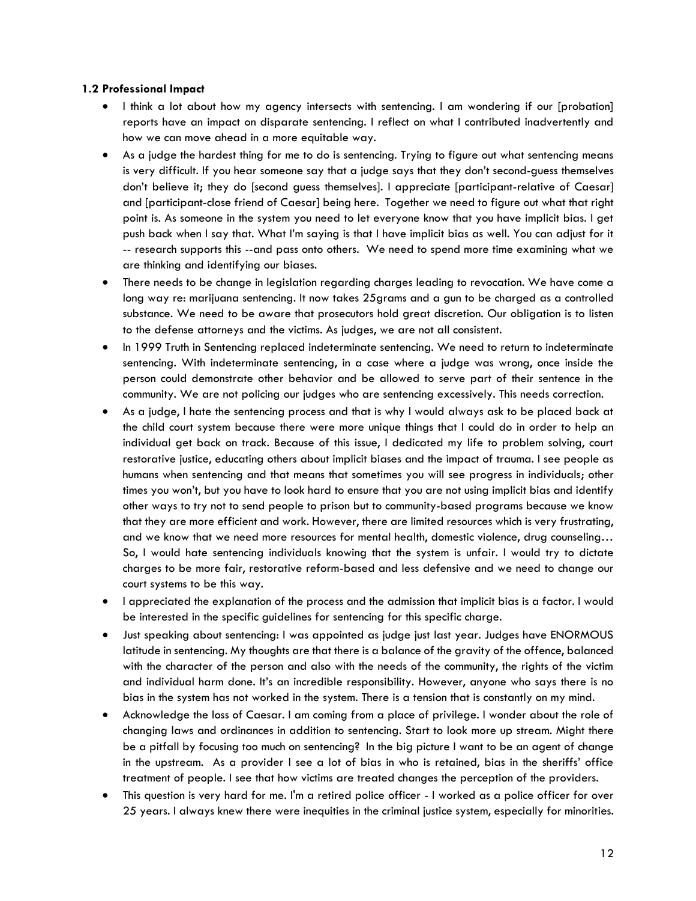#### 1.2 Professional Impact

- I think a lot about how my agency intersects with sentencing. I am wondering if our [probation] reports have an impact on disparate sentencing. I reflect on what I contributed inadvertently and how we can move ahead in a more equitable way.
- As a judge the hardest thing for me to do is sentencing. Trying to figure out what sentencing means is very difficult. If you hear someone say that a judge says that they don't second-guess themselves don't believe it; they do [second guess themselves]. I appreciate [participant-relative of Caesar] and [participant-close friend of Caesar] being here. Together we need to figure out what that right point is. As someone in the system you need to let everyone know that you have implicit bias. I get push back when I say that. What I'm saying is that I have implicit bias as well. You can adjust for it -- research supports this --and pass onto others. We need to spend more time examining what we are thinking and identifying our biases.
- There needs to be change in legislation regarding charges leading to revocation. We have come a long way re: marijuana sentencing. It now takes 25grams and a gun to be charged as a controlled substance. We need to be aware that prosecutors hold great discretion. Our obligation is to listen to the defense attorneys and the victims. As judges, we are not all consistent.
- In 1999 Truth in Sentencing replaced indeterminate sentencing. We need to return to indeterminate sentencing. With indeterminate sentencing, in a case where a judge was wrong, once inside the person could demonstrate other behavior and be allowed to serve part of their sentence in the community. We are not policing our judges who are sentencing excessively. This needs correction.
- As a judge, I hate the sentencing process and that is why I would always ask to be placed back at the child court system because there were more unique things that I could do in order to help an individual get back on track. Because of this issue, I dedicated my life to problem solving, court restorative justice, educating others about implicit biases and the impact of trauma. I see people as humans when sentencing and that means that sometimes you will see progress in individuals; other times you won't, but you have to look hard to ensure that you are not using implicit bias and identify other ways to try not to send people to prison but to community-based programs because we know that they are more efficient and work. However, there are limited resources which is very frustrating, and we know that we need more resources for mental health, domestic violence, drug counseling… So, I would hate sentencing individuals knowing that the system is unfair. I would try to dictate charges to be more fair, restorative reform-based and less defensive and we need to change our court systems to be this way.
- I appreciated the explanation of the process and the admission that implicit bias is a factor. I would be interested in the specific guidelines for sentencing for this specific charge.
- Just speaking about sentencing: I was appointed as judge just last year. Judges have ENORMOUS latitude in sentencing. My thoughts are that there is a balance of the gravity of the offence, balanced with the character of the person and also with the needs of the community, the rights of the victim and individual harm done. It's an incredible responsibility. However, anyone who says there is no bias in the system has not worked in the system. There is a tension that is constantly on my mind.
- Acknowledge the loss of Caesar. I am coming from a place of privilege. I wonder about the role of changing laws and ordinances in addition to sentencing. Start to look more up stream. Might there be a pitfall by focusing too much on sentencing? In the big picture I want to be an agent of change in the upstream. As a provider I see a lot of bias in who is retained, bias in the sheriffs' office treatment of people. I see that how victims are treated changes the perception of the providers.
- This question is very hard for me. I'm a retired police officer - I worked as a police officer for over 25 years. I always knew there were inequities in the criminal justice system, especially for minorities.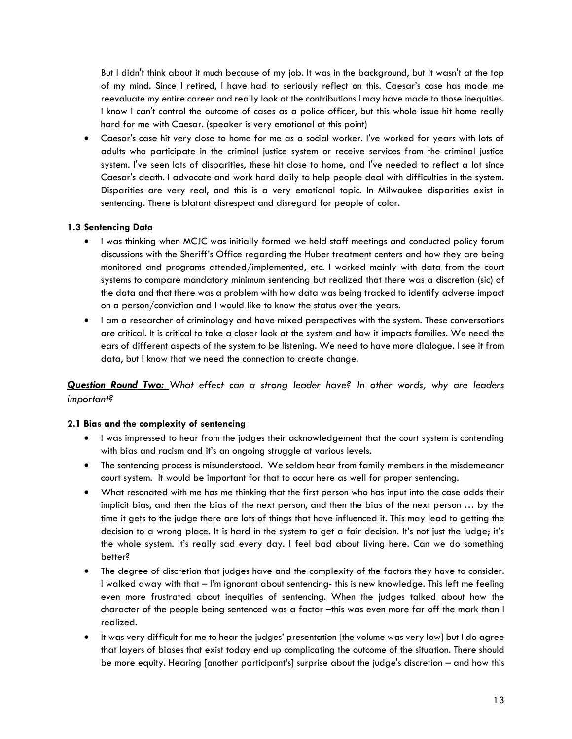But I didn't think about it much because of my job. It was in the background, but it wasn't at the top of my mind. Since I retired, I have had to seriously reflect on this. Caesar's case has made me reevaluate my entire career and really look at the contributions I may have made to those inequities. I know I can't control the outcome of cases as a police officer, but this whole issue hit home really hard for me with Caesar. (speaker is very emotional at this point)

- Caesar's case hit very close to home for me as a social worker. I've worked for years with lots of adults who participate in the criminal justice system or receive services from the criminal justice system. I've seen lots of disparities, these hit close to home, and I've needed to reflect a lot since Caesar's death. I advocate and work hard daily to help people deal with difficulties in the system. Disparities are very real, and this is a very emotional topic. In Milwaukee disparities exist in sentencing. There is blatant disrespect and disregard for people of color.

### 1.3 Sentencing Data

- I was thinking when MCJC was initially formed we held staff meetings and conducted policy forum discussions with the Sheriff's Office regarding the Huber treatment centers and how they are being monitored and programs attended/implemented, etc. I worked mainly with data from the court systems to compare mandatory minimum sentencing but realized that there was a discretion (sic) of the data and that there was a problem with how data was being tracked to identify adverse impact on a person/conviction and I would like to know the status over the years.
- I am a researcher of criminology and have mixed perspectives with the system. These conversations are critical. It is critical to take a closer look at the system and how it impacts families. We need the ears of different aspects of the system to be listening. We need to have more dialogue. I see it from data, but I know that we need the connection to create change.

***Question Round Two:*** *What effect can a strong leader have? In other words, why are leaders important?*

### 2.1 Bias and the complexity of sentencing

- I was impressed to hear from the judges their acknowledgement that the court system is contending with bias and racism and it's an ongoing struggle at various levels.
- The sentencing process is misunderstood. We seldom hear from family members in the misdemeanor court system. It would be important for that to occur here as well for proper sentencing.
- What resonated with me has me thinking that the first person who has input into the case adds their implicit bias, and then the bias of the next person, and then the bias of the next person … by the time it gets to the judge there are lots of things that have influenced it. This may lead to getting the decision to a wrong place. It is hard in the system to get a fair decision. It's not just the judge; it's the whole system. It's really sad every day. I feel bad about living here. Can we do something better?
- The degree of discretion that judges have and the complexity of the factors they have to consider. I walked away with that – I'm ignorant about sentencing- this is new knowledge. This left me feeling even more frustrated about inequities of sentencing. When the judges talked about how the character of the people being sentenced was a factor –this was even more far off the mark than I realized.
- It was very difficult for me to hear the judges' presentation [the volume was very low] but I do agree that layers of biases that exist today end up complicating the outcome of the situation. There should be more equity. Hearing [another participant's] surprise about the judge's discretion – and how this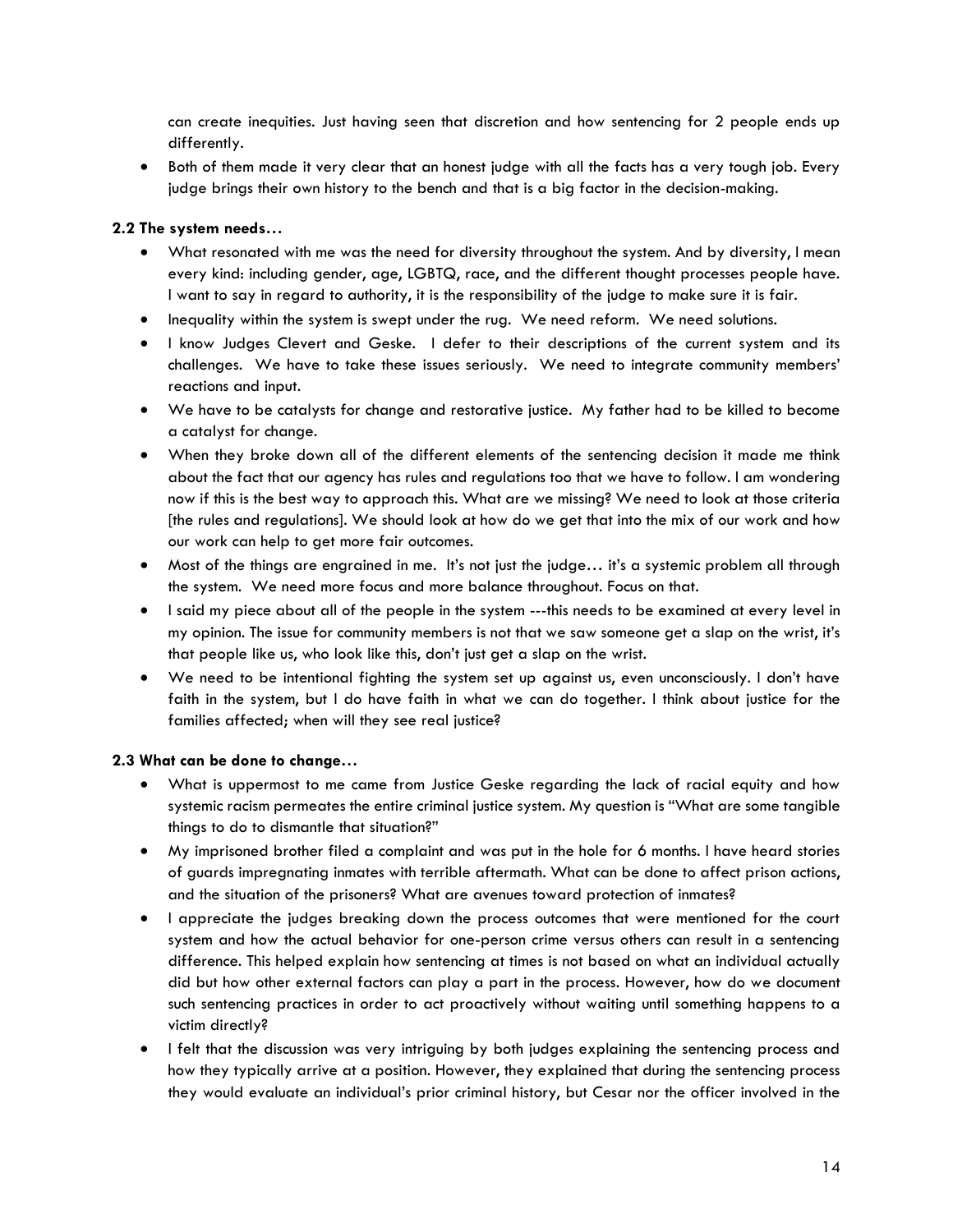can create inequities. Just having seen that discretion and how sentencing for 2 people ends up differently.

- Both of them made it very clear that an honest judge with all the facts has a very tough job. Every judge brings their own history to the bench and that is a big factor in the decision-making.

**2.2 The system needs…**

- What resonated with me was the need for diversity throughout the system. And by diversity, I mean every kind: including gender, age, LGBTQ, race, and the different thought processes people have. I want to say in regard to authority, it is the responsibility of the judge to make sure it is fair.
- Inequality within the system is swept under the rug. We need reform. We need solutions.
- I know Judges Clevert and Geske. I defer to their descriptions of the current system and its challenges. We have to take these issues seriously. We need to integrate community members' reactions and input.
- We have to be catalysts for change and restorative justice. My father had to be killed to become a catalyst for change.
- When they broke down all of the different elements of the sentencing decision it made me think about the fact that our agency has rules and regulations too that we have to follow. I am wondering now if this is the best way to approach this. What are we missing? We need to look at those criteria [the rules and regulations]. We should look at how do we get that into the mix of our work and how our work can help to get more fair outcomes.
- Most of the things are engrained in me. It's not just the judge… it's a systemic problem all through the system. We need more focus and more balance throughout. Focus on that.
- I said my piece about all of the people in the system ---this needs to be examined at every level in my opinion. The issue for community members is not that we saw someone get a slap on the wrist, it's that people like us, who look like this, don't just get a slap on the wrist.
- We need to be intentional fighting the system set up against us, even unconsciously. I don't have faith in the system, but I do have faith in what we can do together. I think about justice for the families affected; when will they see real justice?

**2.3 What can be done to change…**

- What is uppermost to me came from Justice Geske regarding the lack of racial equity and how systemic racism permeates the entire criminal justice system. My question is "What are some tangible things to do to dismantle that situation?"
- My imprisoned brother filed a complaint and was put in the hole for 6 months. I have heard stories of guards impregnating inmates with terrible aftermath. What can be done to affect prison actions, and the situation of the prisoners? What are avenues toward protection of inmates?
- I appreciate the judges breaking down the process outcomes that were mentioned for the court system and how the actual behavior for one-person crime versus others can result in a sentencing difference. This helped explain how sentencing at times is not based on what an individual actually did but how other external factors can play a part in the process. However, how do we document such sentencing practices in order to act proactively without waiting until something happens to a victim directly?
- I felt that the discussion was very intriguing by both judges explaining the sentencing process and how they typically arrive at a position. However, they explained that during the sentencing process they would evaluate an individual's prior criminal history, but Cesar nor the officer involved in the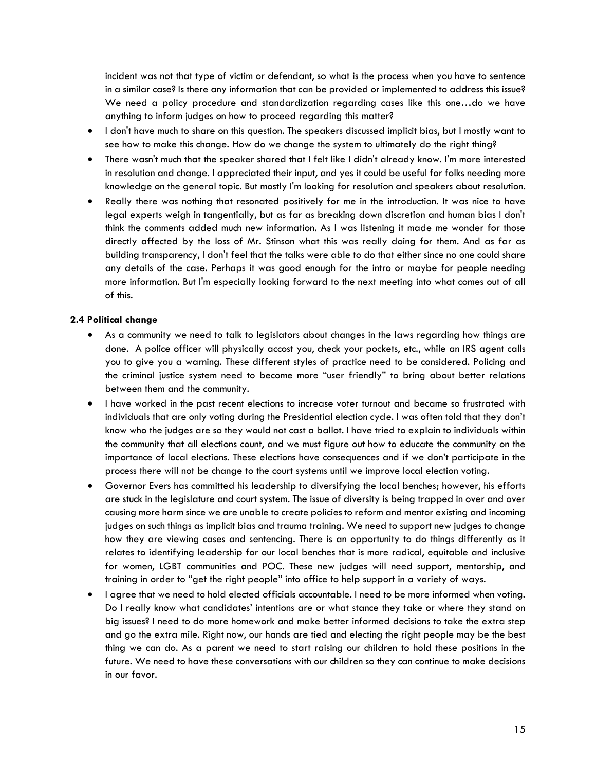incident was not that type of victim or defendant, so what is the process when you have to sentence in a similar case? Is there any information that can be provided or implemented to address this issue? We need a policy procedure and standardization regarding cases like this one…do we have anything to inform judges on how to proceed regarding this matter?

- I don't have much to share on this question. The speakers discussed implicit bias, but I mostly want to see how to make this change. How do we change the system to ultimately do the right thing?
- There wasn't much that the speaker shared that I felt like I didn't already know. I'm more interested in resolution and change. I appreciated their input, and yes it could be useful for folks needing more knowledge on the general topic. But mostly I'm looking for resolution and speakers about resolution.
- Really there was nothing that resonated positively for me in the introduction. It was nice to have legal experts weigh in tangentially, but as far as breaking down discretion and human bias I don't think the comments added much new information. As I was listening it made me wonder for those directly affected by the loss of Mr. Stinson what this was really doing for them. And as far as building transparency, I don't feel that the talks were able to do that either since no one could share any details of the case. Perhaps it was good enough for the intro or maybe for people needing more information. But I'm especially looking forward to the next meeting into what comes out of all of this.

### 2.4 Political change

- As a community we need to talk to legislators about changes in the laws regarding how things are done. A police officer will physically accost you, check your pockets, etc., while an IRS agent calls you to give you a warning. These different styles of practice need to be considered. Policing and the criminal justice system need to become more "user friendly" to bring about better relations between them and the community.
- I have worked in the past recent elections to increase voter turnout and became so frustrated with individuals that are only voting during the Presidential election cycle. I was often told that they don't know who the judges are so they would not cast a ballot. I have tried to explain to individuals within the community that all elections count, and we must figure out how to educate the community on the importance of local elections. These elections have consequences and if we don't participate in the process there will not be change to the court systems until we improve local election voting.
- Governor Evers has committed his leadership to diversifying the local benches; however, his efforts are stuck in the legislature and court system. The issue of diversity is being trapped in over and over causing more harm since we are unable to create policies to reform and mentor existing and incoming judges on such things as implicit bias and trauma training. We need to support new judges to change how they are viewing cases and sentencing. There is an opportunity to do things differently as it relates to identifying leadership for our local benches that is more radical, equitable and inclusive for women, LGBT communities and POC. These new judges will need support, mentorship, and training in order to "get the right people" into office to help support in a variety of ways.
- I agree that we need to hold elected officials accountable. I need to be more informed when voting. Do I really know what candidates' intentions are or what stance they take or where they stand on big issues? I need to do more homework and make better informed decisions to take the extra step and go the extra mile. Right now, our hands are tied and electing the right people may be the best thing we can do. As a parent we need to start raising our children to hold these positions in the future. We need to have these conversations with our children so they can continue to make decisions in our favor.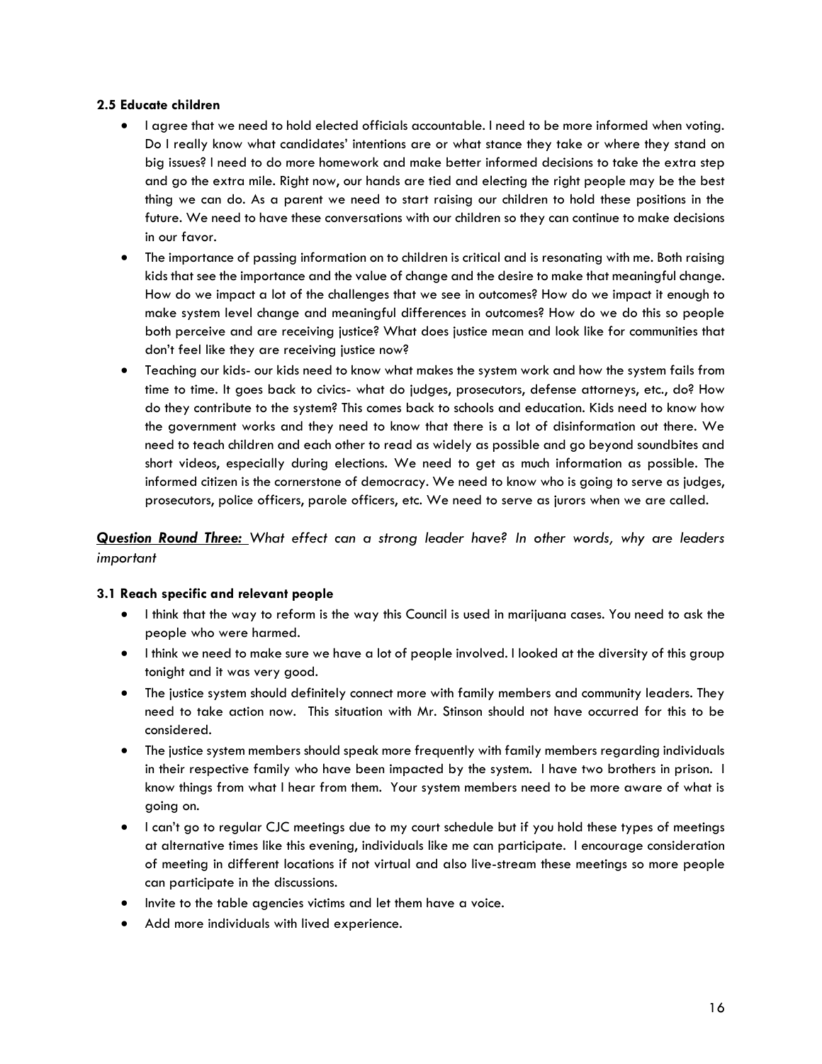#### 2.5 Educate children

- I agree that we need to hold elected officials accountable. I need to be more informed when voting. Do I really know what candidates' intentions are or what stance they take or where they stand on big issues? I need to do more homework and make better informed decisions to take the extra step and go the extra mile. Right now, our hands are tied and electing the right people may be the best thing we can do. As a parent we need to start raising our children to hold these positions in the future. We need to have these conversations with our children so they can continue to make decisions in our favor.
- The importance of passing information on to children is critical and is resonating with me. Both raising kids that see the importance and the value of change and the desire to make that meaningful change. How do we impact a lot of the challenges that we see in outcomes? How do we impact it enough to make system level change and meaningful differences in outcomes? How do we do this so people both perceive and are receiving justice? What does justice mean and look like for communities that don't feel like they are receiving justice now?
- Teaching our kids- our kids need to know what makes the system work and how the system fails from time to time. It goes back to civics- what do judges, prosecutors, defense attorneys, etc., do? How do they contribute to the system? This comes back to schools and education. Kids need to know how the government works and they need to know that there is a lot of disinformation out there. We need to teach children and each other to read as widely as possible and go beyond soundbites and short videos, especially during elections. We need to get as much information as possible. The informed citizen is the cornerstone of democracy. We need to know who is going to serve as judges, prosecutors, police officers, parole officers, etc. We need to serve as jurors when we are called.

### ***Question Round Three:*** *What effect can a strong leader have? In other words, why are leaders important*

#### 3.1 Reach specific and relevant people

- I think that the way to reform is the way this Council is used in marijuana cases. You need to ask the people who were harmed.
- I think we need to make sure we have a lot of people involved. I looked at the diversity of this group tonight and it was very good.
- The justice system should definitely connect more with family members and community leaders. They need to take action now. This situation with Mr. Stinson should not have occurred for this to be considered.
- The justice system members should speak more frequently with family members regarding individuals in their respective family who have been impacted by the system. I have two brothers in prison. I know things from what I hear from them. Your system members need to be more aware of what is going on.
- I can't go to regular CJC meetings due to my court schedule but if you hold these types of meetings at alternative times like this evening, individuals like me can participate. I encourage consideration of meeting in different locations if not virtual and also live-stream these meetings so more people can participate in the discussions.
- Invite to the table agencies victims and let them have a voice.
- Add more individuals with lived experience.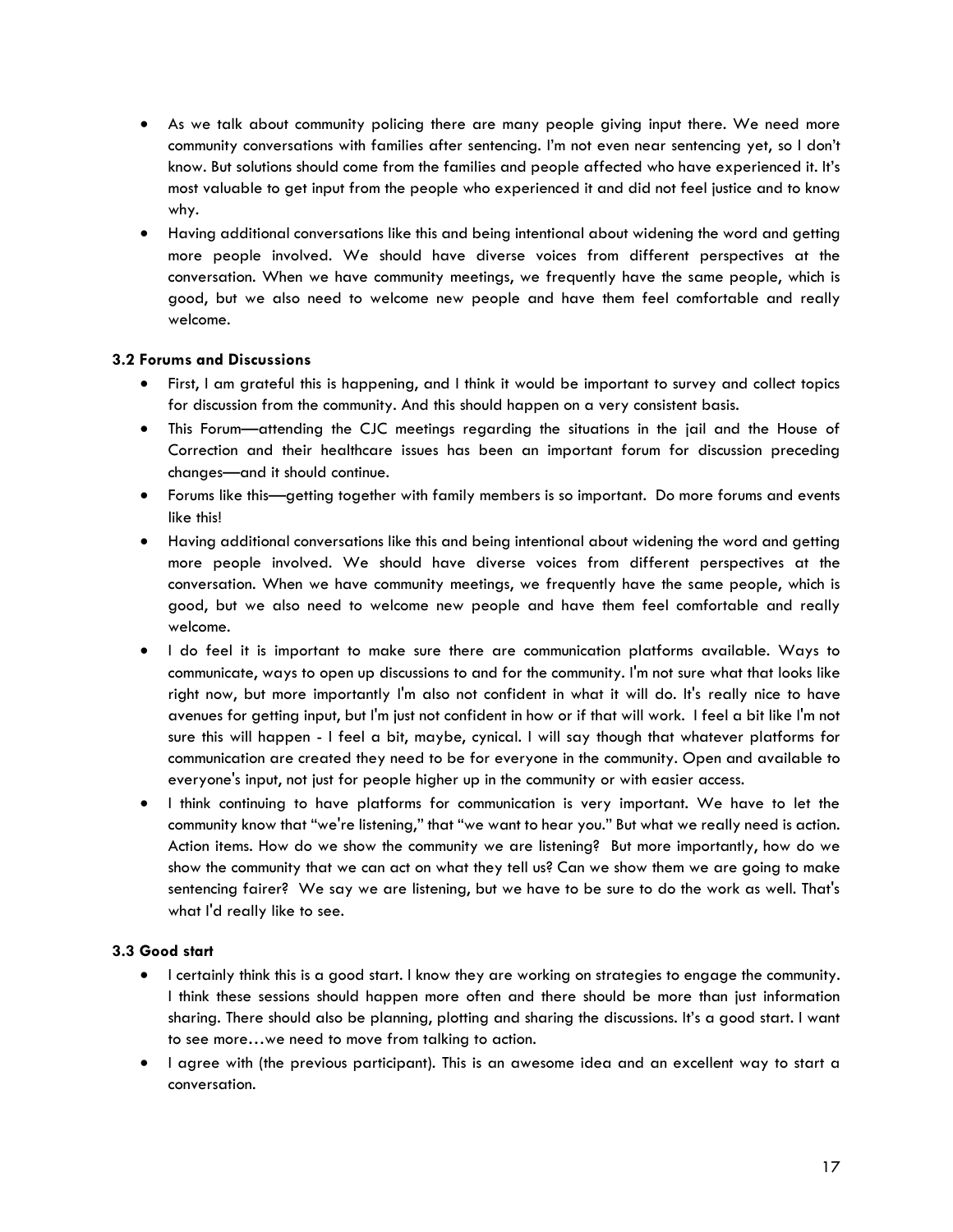- As we talk about community policing there are many people giving input there. We need more community conversations with families after sentencing. I'm not even near sentencing yet, so I don't know. But solutions should come from the families and people affected who have experienced it. It's most valuable to get input from the people who experienced it and did not feel justice and to know why.
- Having additional conversations like this and being intentional about widening the word and getting more people involved. We should have diverse voices from different perspectives at the conversation. When we have community meetings, we frequently have the same people, which is good, but we also need to welcome new people and have them feel comfortable and really welcome.

### 3.2 Forums and Discussions

- First, I am grateful this is happening, and I think it would be important to survey and collect topics for discussion from the community. And this should happen on a very consistent basis.
- This Forum—attending the CJC meetings regarding the situations in the jail and the House of Correction and their healthcare issues has been an important forum for discussion preceding changes—and it should continue.
- Forums like this—getting together with family members is so important. Do more forums and events like this!
- Having additional conversations like this and being intentional about widening the word and getting more people involved. We should have diverse voices from different perspectives at the conversation. When we have community meetings, we frequently have the same people, which is good, but we also need to welcome new people and have them feel comfortable and really welcome.
- I do feel it is important to make sure there are communication platforms available. Ways to communicate, ways to open up discussions to and for the community. I'm not sure what that looks like right now, but more importantly I'm also not confident in what it will do. It's really nice to have avenues for getting input, but I'm just not confident in how or if that will work. I feel a bit like I'm not sure this will happen - I feel a bit, maybe, cynical. I will say though that whatever platforms for communication are created they need to be for everyone in the community. Open and available to everyone's input, not just for people higher up in the community or with easier access.
- I think continuing to have platforms for communication is very important. We have to let the community know that "we're listening," that "we want to hear you." But what we really need is action. Action items. How do we show the community we are listening? But more importantly, how do we show the community that we can act on what they tell us? Can we show them we are going to make sentencing fairer? We say we are listening, but we have to be sure to do the work as well. That's what I'd really like to see.

### 3.3 Good start

- I certainly think this is a good start. I know they are working on strategies to engage the community. I think these sessions should happen more often and there should be more than just information sharing. There should also be planning, plotting and sharing the discussions. It's a good start. I want to see more…we need to move from talking to action.
- I agree with (the previous participant). This is an awesome idea and an excellent way to start a conversation.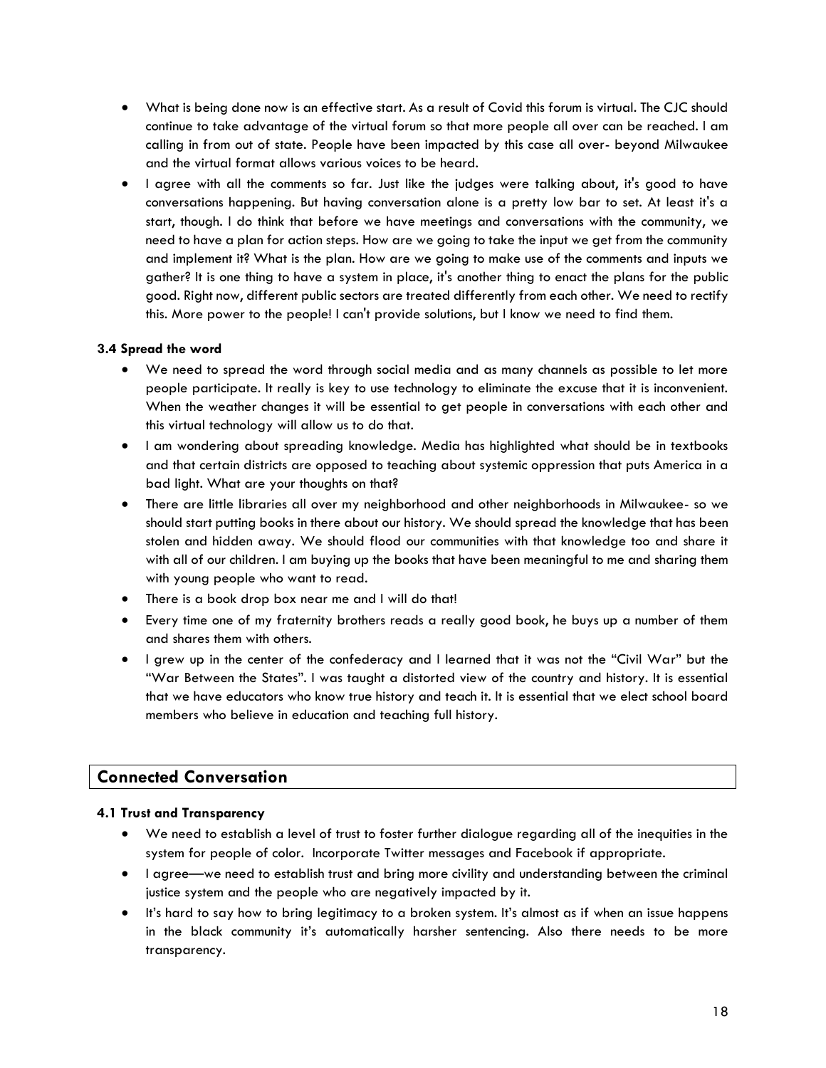- What is being done now is an effective start. As a result of Covid this forum is virtual. The CJC should continue to take advantage of the virtual forum so that more people all over can be reached. I am calling in from out of state. People have been impacted by this case all over- beyond Milwaukee and the virtual format allows various voices to be heard.
- I agree with all the comments so far. Just like the judges were talking about, it's good to have conversations happening. But having conversation alone is a pretty low bar to set. At least it's a start, though. I do think that before we have meetings and conversations with the community, we need to have a plan for action steps. How are we going to take the input we get from the community and implement it? What is the plan. How are we going to make use of the comments and inputs we gather? It is one thing to have a system in place, it's another thing to enact the plans for the public good. Right now, different public sectors are treated differently from each other. We need to rectify this. More power to the people! I can't provide solutions, but I know we need to find them.

#### 3.4 Spread the word

- We need to spread the word through social media and as many channels as possible to let more people participate. It really is key to use technology to eliminate the excuse that it is inconvenient. When the weather changes it will be essential to get people in conversations with each other and this virtual technology will allow us to do that.
- I am wondering about spreading knowledge. Media has highlighted what should be in textbooks and that certain districts are opposed to teaching about systemic oppression that puts America in a bad light. What are your thoughts on that?
- There are little libraries all over my neighborhood and other neighborhoods in Milwaukee- so we should start putting books in there about our history. We should spread the knowledge that has been stolen and hidden away. We should flood our communities with that knowledge too and share it with all of our children. I am buying up the books that have been meaningful to me and sharing them with young people who want to read.
- There is a book drop box near me and I will do that!
- Every time one of my fraternity brothers reads a really good book, he buys up a number of them and shares them with others.
- I grew up in the center of the confederacy and I learned that it was not the "Civil War" but the "War Between the States". I was taught a distorted view of the country and history. It is essential that we have educators who know true history and teach it. It is essential that we elect school board members who believe in education and teaching full history.

## Connected Conversation

#### 4.1 Trust and Transparency

- We need to establish a level of trust to foster further dialogue regarding all of the inequities in the system for people of color. Incorporate Twitter messages and Facebook if appropriate.
- I agree—we need to establish trust and bring more civility and understanding between the criminal justice system and the people who are negatively impacted by it.
- It's hard to say how to bring legitimacy to a broken system. It's almost as if when an issue happens in the black community it's automatically harsher sentencing. Also there needs to be more transparency.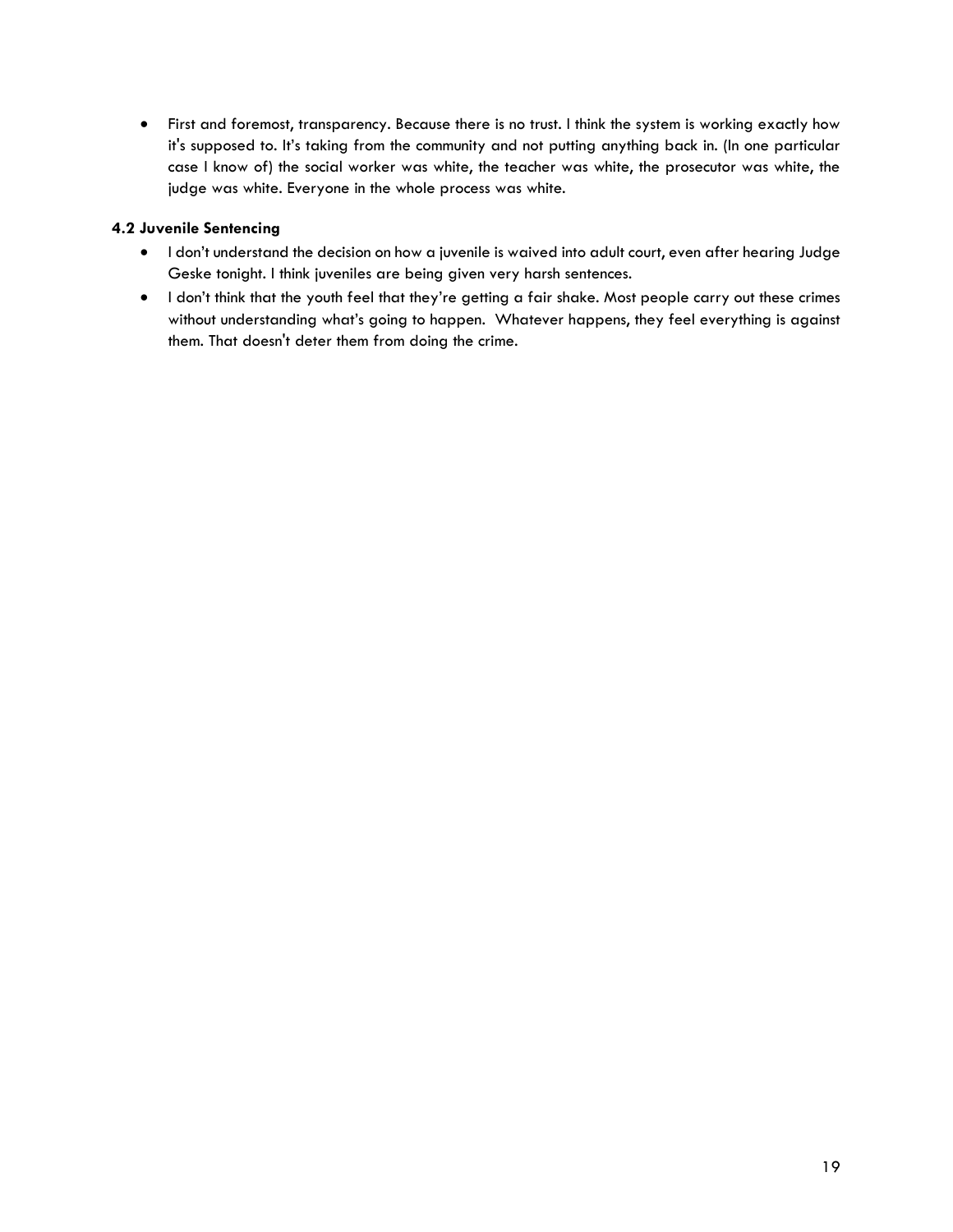- First and foremost, transparency. Because there is no trust. I think the system is working exactly how it's supposed to. It's taking from the community and not putting anything back in. (In one particular case I know of) the social worker was white, the teacher was white, the prosecutor was white, the judge was white. Everyone in the whole process was white.

### 4.2 Juvenile Sentencing

- I don't understand the decision on how a juvenile is waived into adult court, even after hearing Judge Geske tonight. I think juveniles are being given very harsh sentences.
- I don't think that the youth feel that they're getting a fair shake. Most people carry out these crimes without understanding what's going to happen. Whatever happens, they feel everything is against them. That doesn't deter them from doing the crime.